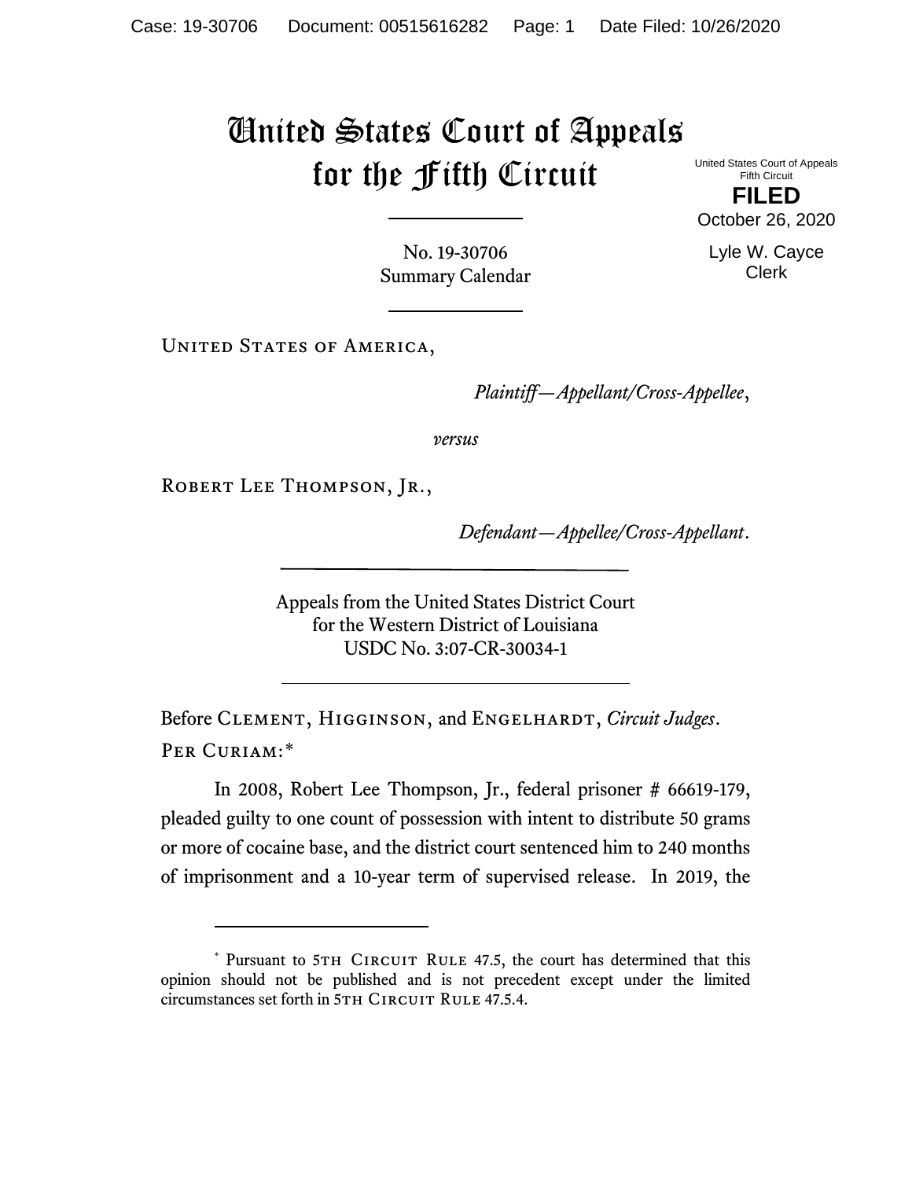# United States Court of Appeals for the Fifth Circuit

United States Court of Appeals
Fifth Circuit

**FILED**

October 26, 2020

Lyle W. Cayce
Clerk

No. 19-30706
Summary Calendar

---

United States of America,

*Plaintiff—Appellant/Cross-Appellee*,

*versus*

Robert Lee Thompson, Jr.,

*Defendant—Appellee/Cross-Appellant*.

---

Appeals from the United States District Court
for the Western District of Louisiana
USDC No. 3:07-CR-30034-1

---

Before Clement, Higginson, and Engelhardt, *Circuit Judges*.

Per Curiam:*

In 2008, Robert Lee Thompson, Jr., federal prisoner # 66619-179, pleaded guilty to one count of possession with intent to distribute 50 grams or more of cocaine base, and the district court sentenced him to 240 months of imprisonment and a 10-year term of supervised release. In 2019, the

---

* Pursuant to 5th Circuit Rule 47.5, the court has determined that this opinion should not be published and is not precedent except under the limited circumstances set forth in 5th Circuit Rule 47.5.4.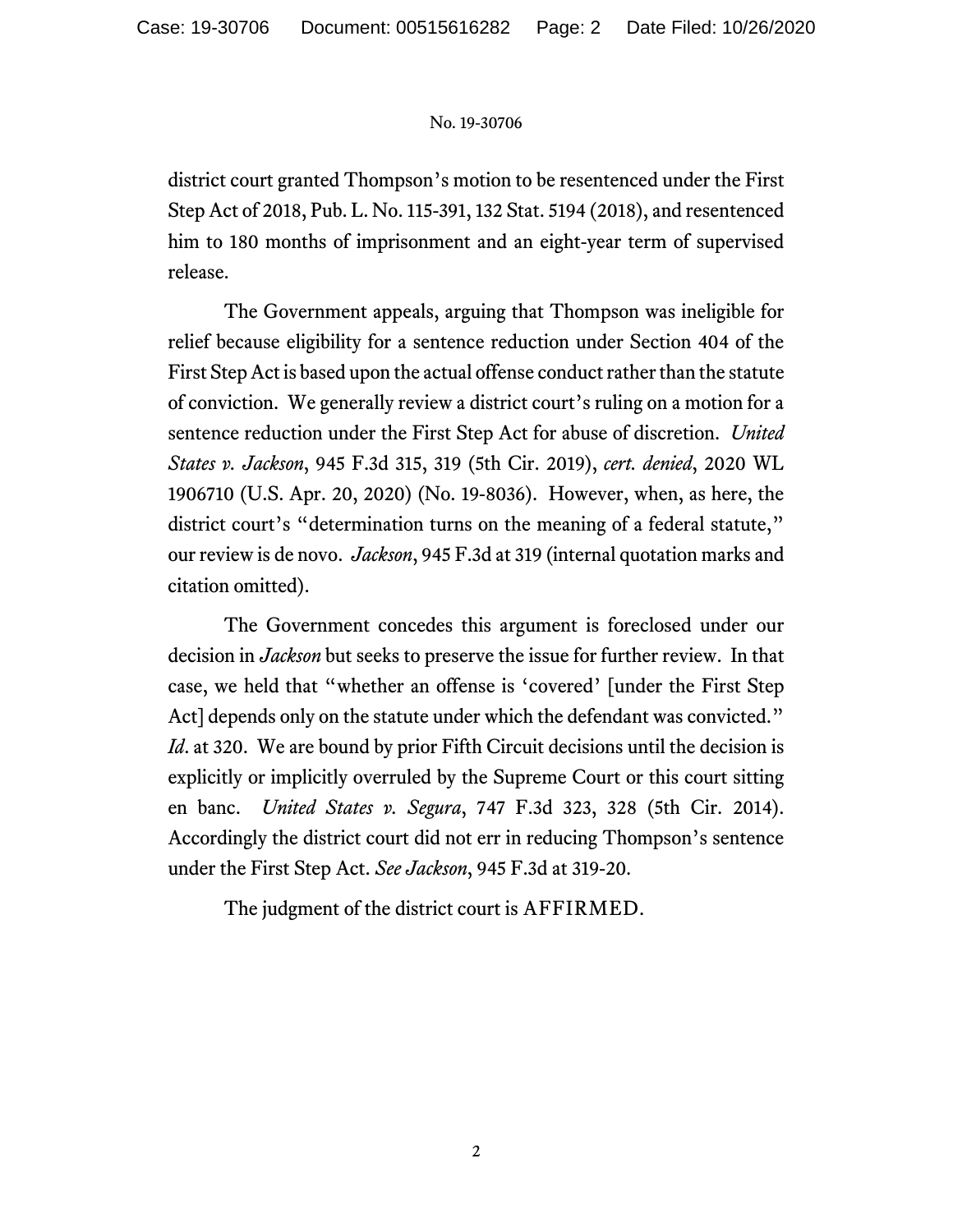district court granted Thompson's motion to be resentenced under the First Step Act of 2018, Pub. L. No. 115-391, 132 Stat. 5194 (2018), and resentenced him to 180 months of imprisonment and an eight-year term of supervised release.

The Government appeals, arguing that Thompson was ineligible for relief because eligibility for a sentence reduction under Section 404 of the First Step Act is based upon the actual offense conduct rather than the statute of conviction. We generally review a district court's ruling on a motion for a sentence reduction under the First Step Act for abuse of discretion. *United States v. Jackson*, 945 F.3d 315, 319 (5th Cir. 2019), *cert. denied*, 2020 WL 1906710 (U.S. Apr. 20, 2020) (No. 19-8036). However, when, as here, the district court's "determination turns on the meaning of a federal statute," our review is de novo. *Jackson*, 945 F.3d at 319 (internal quotation marks and citation omitted).

The Government concedes this argument is foreclosed under our decision in *Jackson* but seeks to preserve the issue for further review. In that case, we held that "whether an offense is 'covered' [under the First Step Act] depends only on the statute under which the defendant was convicted." *Id*. at 320. We are bound by prior Fifth Circuit decisions until the decision is explicitly or implicitly overruled by the Supreme Court or this court sitting en banc. *United States v. Segura*, 747 F.3d 323, 328 (5th Cir. 2014). Accordingly the district court did not err in reducing Thompson's sentence under the First Step Act. *See Jackson*, 945 F.3d at 319-20.

The judgment of the district court is AFFIRMED.